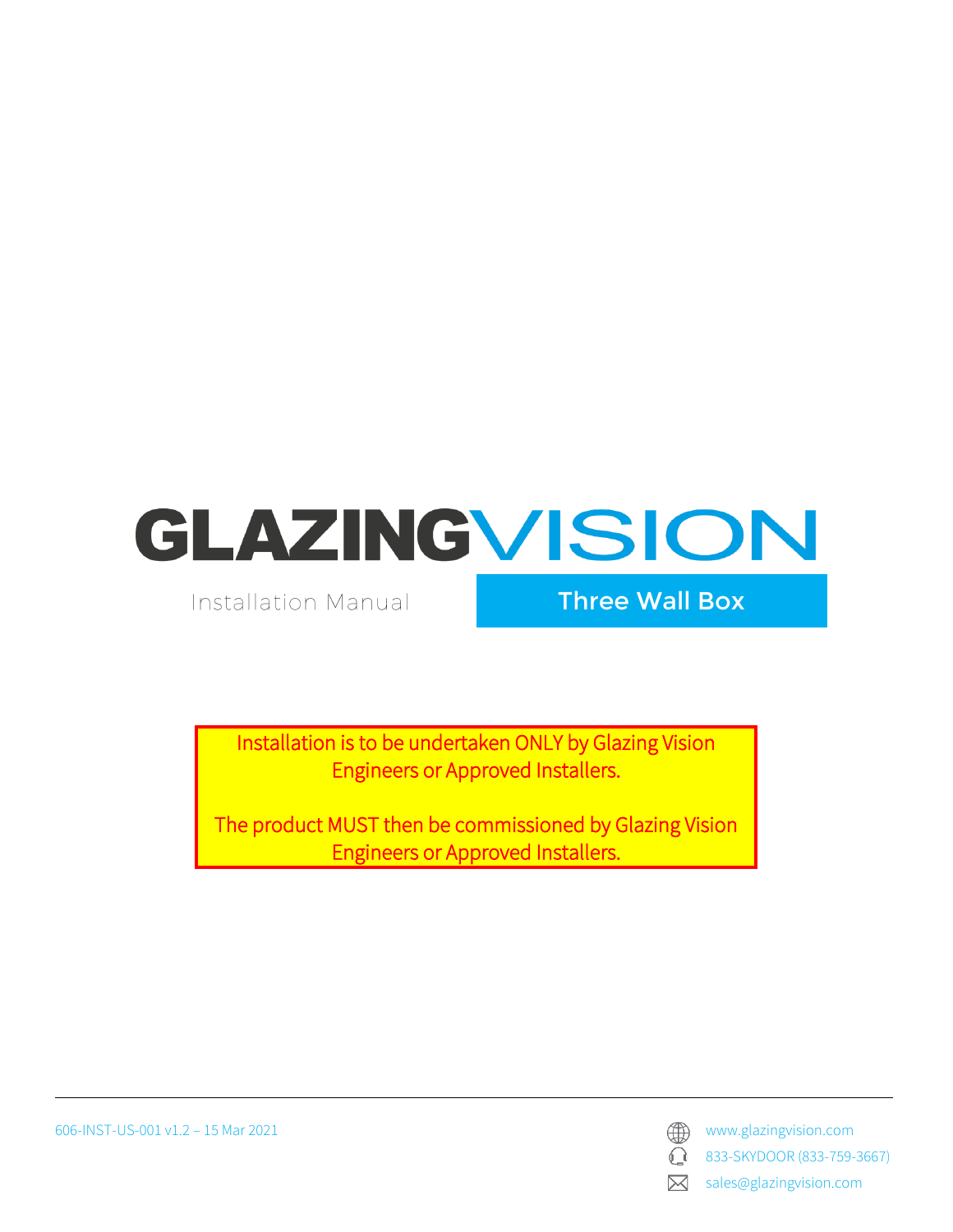# GLAZINGVISION

Installation Manual

## Three Wall Box

**Installation is to be undertaken ONLY by Glazing Vision Engineers or Approved Installers.**

**The product MUST then be commissioned by Glazing Vision Engineers or Approved Installers.**

606-INST-US-001 v1.2 – 15 Mar 2021

www.glazingvision.com

833-SKYDOOR (833-759-3667)

sales@glazingvision.com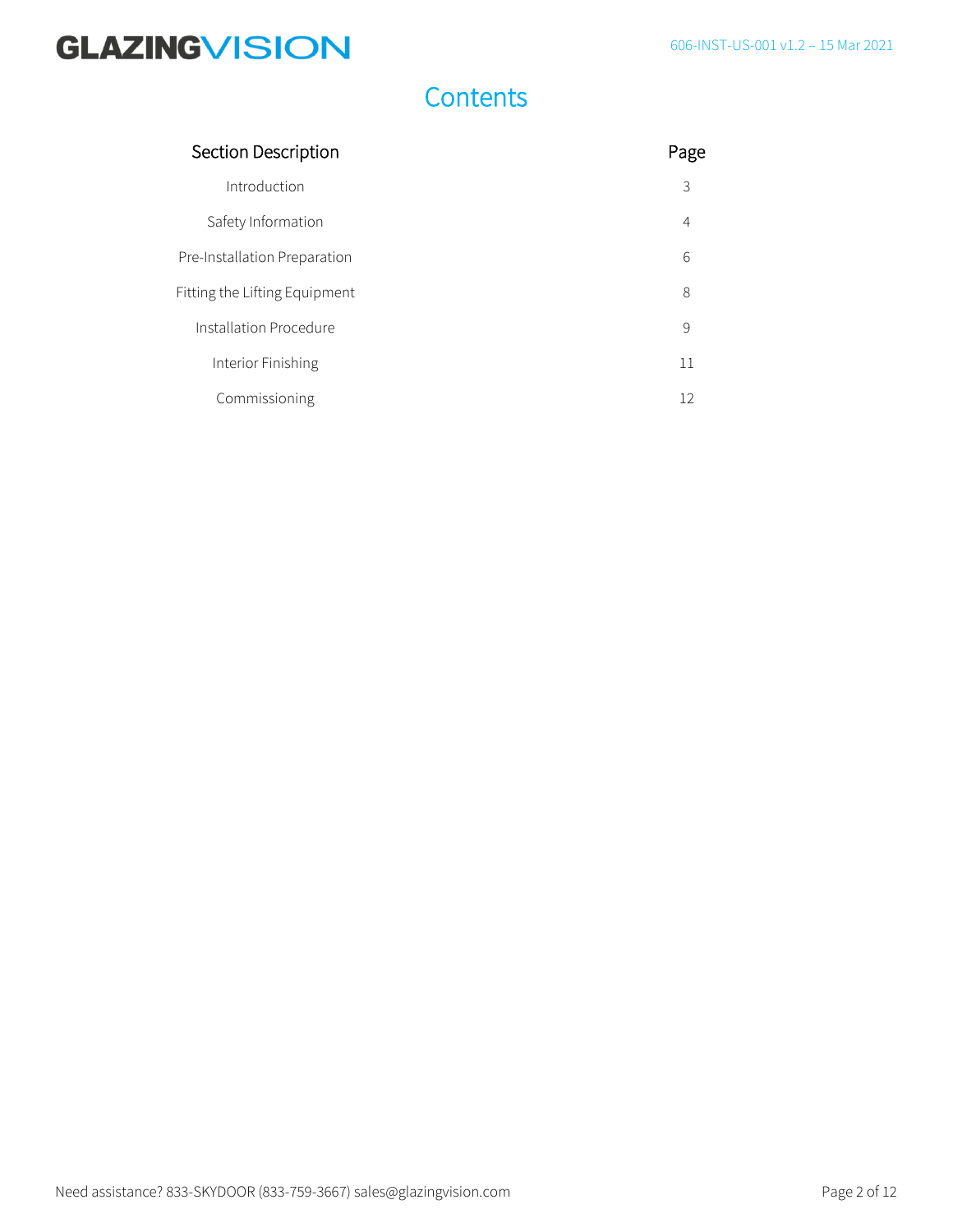# Contents

| Section Description | Page |
|---|---|
| Introduction | 3 |
| Safety Information | 4 |
| Pre-Installation Preparation | 6 |
| Fitting the Lifting Equipment | 8 |
| Installation Procedure | 9 |
| Interior Finishing | 11 |
| Commissioning | 12 |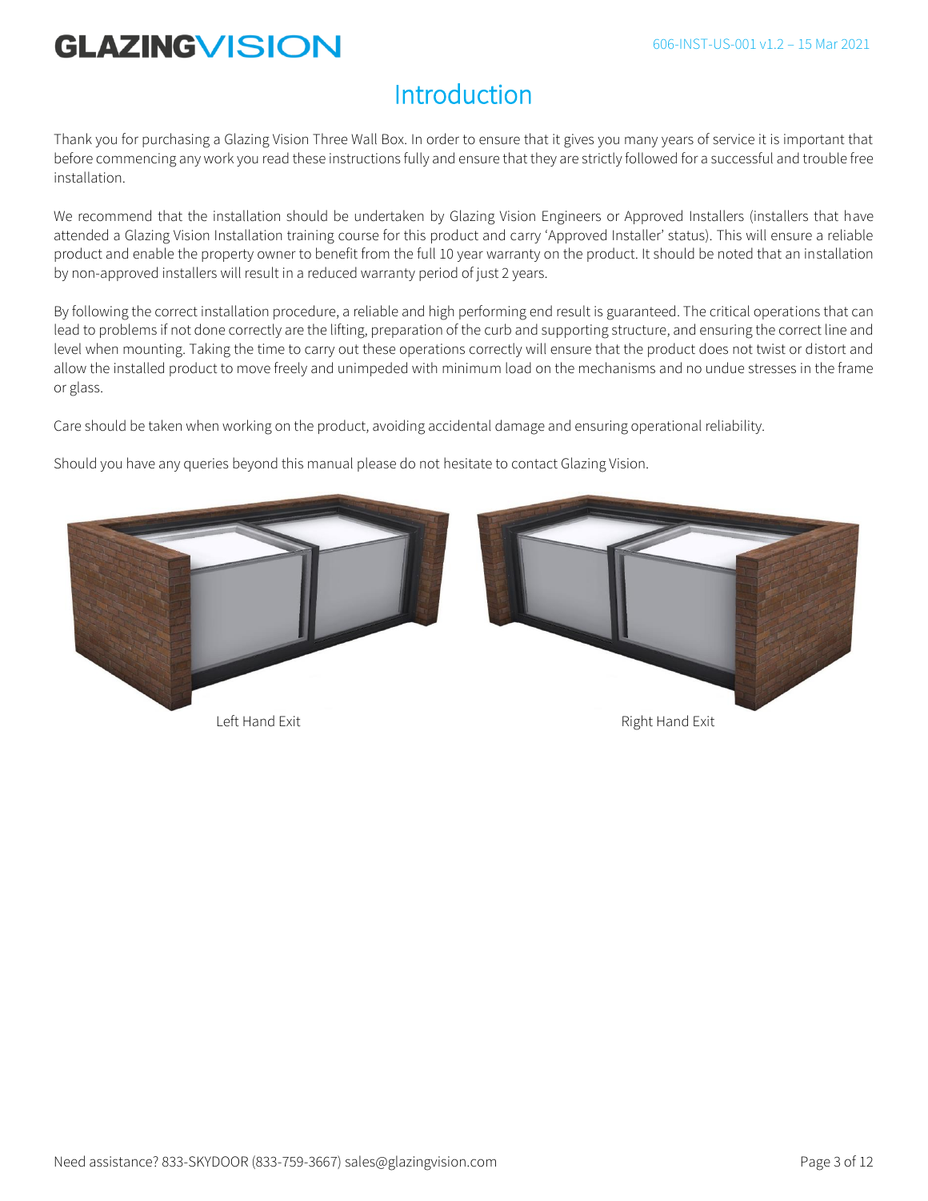# Introduction

Thank you for purchasing a Glazing Vision Three Wall Box. In order to ensure that it gives you many years of service it is important that before commencing any work you read these instructions fully and ensure that they are strictly followed for a successful and trouble free installation.

We recommend that the installation should be undertaken by Glazing Vision Engineers or Approved Installers (installers that have attended a Glazing Vision Installation training course for this product and carry 'Approved Installer' status). This will ensure a reliable product and enable the property owner to benefit from the full 10 year warranty on the product. It should be noted that an installation by non-approved installers will result in a reduced warranty period of just 2 years.

By following the correct installation procedure, a reliable and high performing end result is guaranteed. The critical operations that can lead to problems if not done correctly are the lifting, preparation of the curb and supporting structure, and ensuring the correct line and level when mounting. Taking the time to carry out these operations correctly will ensure that the product does not twist or distort and allow the installed product to move freely and unimpeded with minimum load on the mechanisms and no undue stresses in the frame or glass.

Care should be taken when working on the product, avoiding accidental damage and ensuring operational reliability.

Should you have any queries beyond this manual please do not hesitate to contact Glazing Vision.

Left Hand Exit

Right Hand Exit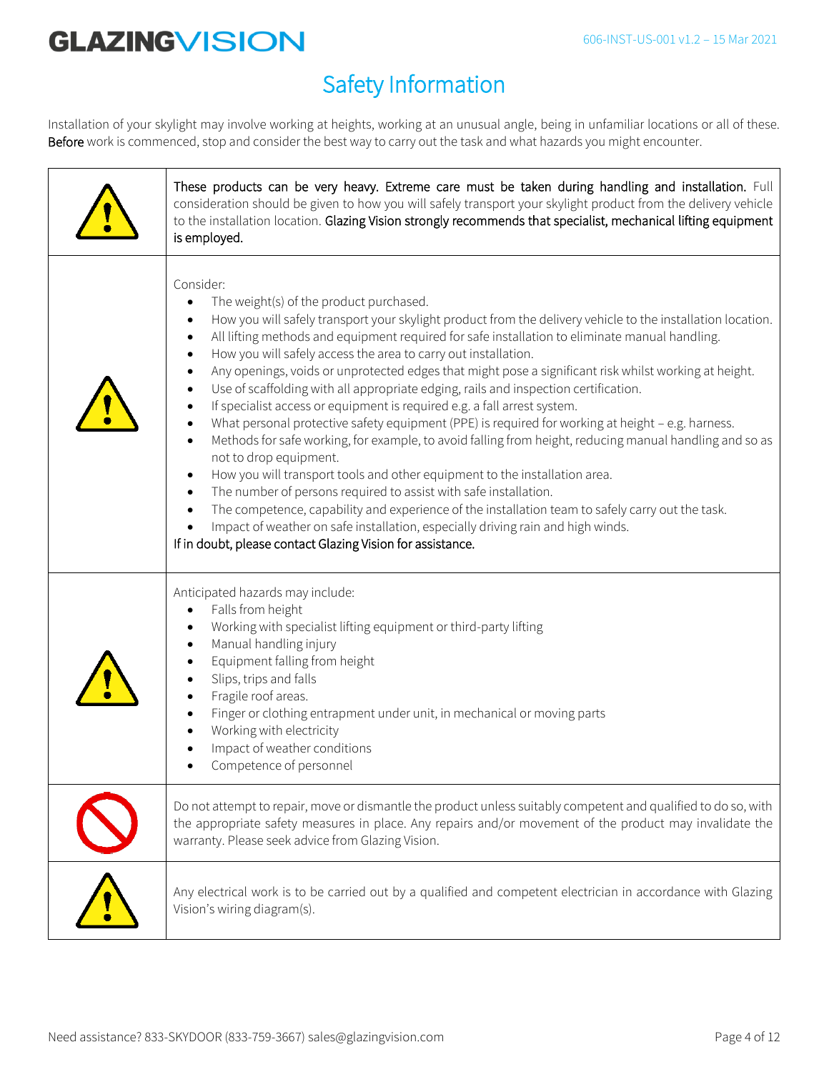# Safety Information

Installation of your skylight may involve working at heights, working at an unusual angle, being in unfamiliar locations or all of these. **Before** work is commenced, stop and consider the best way to carry out the task and what hazards you might encounter.

| | |
|---|---|
| ⚠ | **These products can be very heavy. Extreme care must be taken during handling and installation.** Full consideration should be given to how you will safely transport your skylight product from the delivery vehicle to the installation location. **Glazing Vision strongly recommends that specialist, mechanical lifting equipment is employed.** |
| ⚠ | Consider:<br>• The weight(s) of the product purchased.<br>• How you will safely transport your skylight product from the delivery vehicle to the installation location.<br>• All lifting methods and equipment required for safe installation to eliminate manual handling.<br>• How you will safely access the area to carry out installation.<br>• Any openings, voids or unprotected edges that might pose a significant risk whilst working at height.<br>• Use of scaffolding with all appropriate edging, rails and inspection certification.<br>• If specialist access or equipment is required e.g. a fall arrest system.<br>• What personal protective safety equipment (PPE) is required for working at height – e.g. harness.<br>• Methods for safe working, for example, to avoid falling from height, reducing manual handling and so as not to drop equipment.<br>• How you will transport tools and other equipment to the installation area.<br>• The number of persons required to assist with safe installation.<br>• The competence, capability and experience of the installation team to safely carry out the task.<br>• Impact of weather on safe installation, especially driving rain and high winds.<br>**If in doubt, please contact Glazing Vision for assistance.** |
| ⚠ | Anticipated hazards may include:<br>• Falls from height<br>• Working with specialist lifting equipment or third-party lifting<br>• Manual handling injury<br>• Equipment falling from height<br>• Slips, trips and falls<br>• Fragile roof areas.<br>• Finger or clothing entrapment under unit, in mechanical or moving parts<br>• Working with electricity<br>• Impact of weather conditions<br>• Competence of personnel |
| 🛇 | Do not attempt to repair, move or dismantle the product unless suitably competent and qualified to do so, with the appropriate safety measures in place. Any repairs and/or movement of the product may invalidate the warranty. Please seek advice from Glazing Vision. |
| ⚠ | Any electrical work is to be carried out by a qualified and competent electrician in accordance with Glazing Vision's wiring diagram(s). |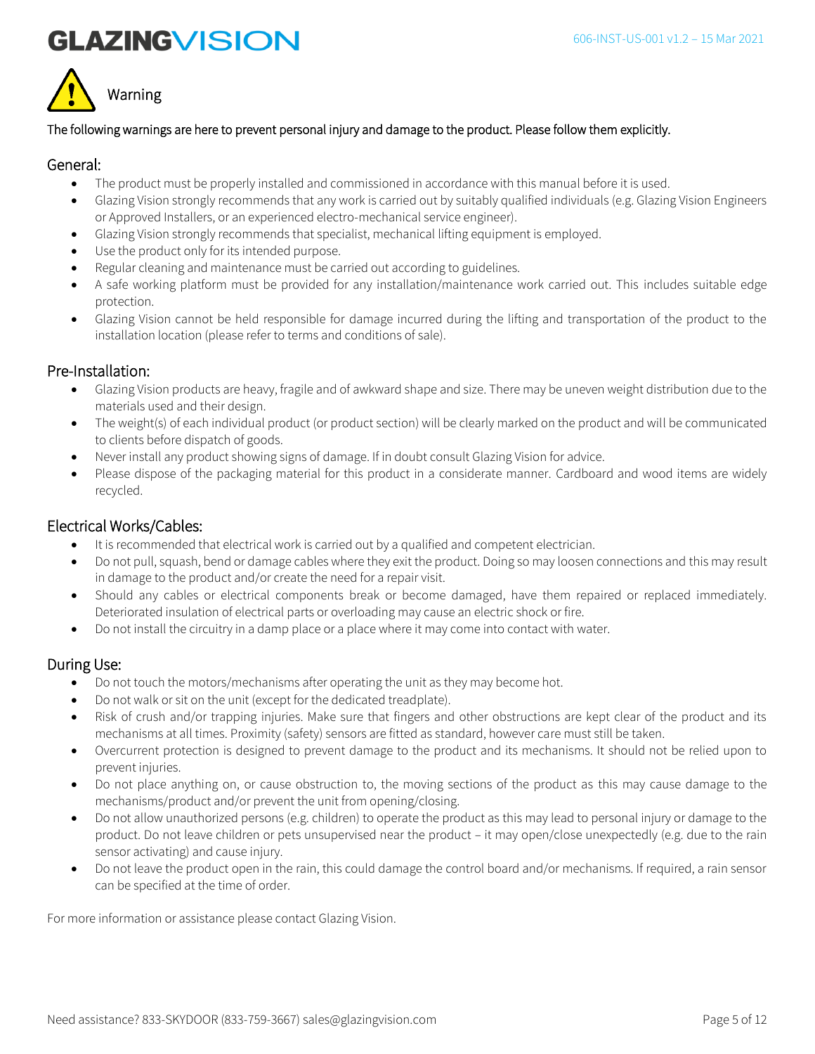# Warning

The following warnings are here to prevent personal injury and damage to the product. Please follow them explicitly.

## General:

- The product must be properly installed and commissioned in accordance with this manual before it is used.
- Glazing Vision strongly recommends that any work is carried out by suitably qualified individuals (e.g. Glazing Vision Engineers or Approved Installers, or an experienced electro-mechanical service engineer).
- Glazing Vision strongly recommends that specialist, mechanical lifting equipment is employed.
- Use the product only for its intended purpose.
- Regular cleaning and maintenance must be carried out according to guidelines.
- A safe working platform must be provided for any installation/maintenance work carried out. This includes suitable edge protection.
- Glazing Vision cannot be held responsible for damage incurred during the lifting and transportation of the product to the installation location (please refer to terms and conditions of sale).

## Pre-Installation:

- Glazing Vision products are heavy, fragile and of awkward shape and size. There may be uneven weight distribution due to the materials used and their design.
- The weight(s) of each individual product (or product section) will be clearly marked on the product and will be communicated to clients before dispatch of goods.
- Never install any product showing signs of damage. If in doubt consult Glazing Vision for advice.
- Please dispose of the packaging material for this product in a considerate manner. Cardboard and wood items are widely recycled.

## Electrical Works/Cables:

- It is recommended that electrical work is carried out by a qualified and competent electrician.
- Do not pull, squash, bend or damage cables where they exit the product. Doing so may loosen connections and this may result in damage to the product and/or create the need for a repair visit.
- Should any cables or electrical components break or become damaged, have them repaired or replaced immediately. Deteriorated insulation of electrical parts or overloading may cause an electric shock or fire.
- Do not install the circuitry in a damp place or a place where it may come into contact with water.

## During Use:

- Do not touch the motors/mechanisms after operating the unit as they may become hot.
- Do not walk or sit on the unit (except for the dedicated treadplate).
- Risk of crush and/or trapping injuries. Make sure that fingers and other obstructions are kept clear of the product and its mechanisms at all times. Proximity (safety) sensors are fitted as standard, however care must still be taken.
- Overcurrent protection is designed to prevent damage to the product and its mechanisms. It should not be relied upon to prevent injuries.
- Do not place anything on, or cause obstruction to, the moving sections of the product as this may cause damage to the mechanisms/product and/or prevent the unit from opening/closing.
- Do not allow unauthorized persons (e.g. children) to operate the product as this may lead to personal injury or damage to the product. Do not leave children or pets unsupervised near the product – it may open/close unexpectedly (e.g. due to the rain sensor activating) and cause injury.
- Do not leave the product open in the rain, this could damage the control board and/or mechanisms. If required, a rain sensor can be specified at the time of order.

For more information or assistance please contact Glazing Vision.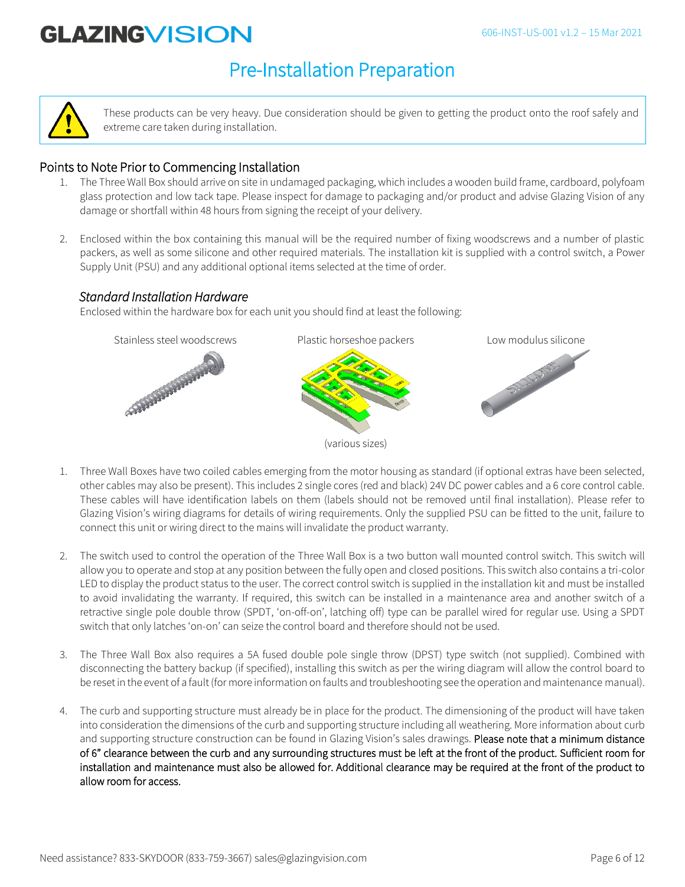# Pre-Installation Preparation

> These products can be very heavy. Due consideration should be given to getting the product onto the roof safely and extreme care taken during installation.

## Points to Note Prior to Commencing Installation

1. The Three Wall Box should arrive on site in undamaged packaging, which includes a wooden build frame, cardboard, polyfoam glass protection and low tack tape. Please inspect for damage to packaging and/or product and advise Glazing Vision of any damage or shortfall within 48 hours from signing the receipt of your delivery.

2. Enclosed within the box containing this manual will be the required number of fixing woodscrews and a number of plastic packers, as well as some silicone and other required materials. The installation kit is supplied with a control switch, a Power Supply Unit (PSU) and any additional optional items selected at the time of order.

### *Standard Installation Hardware*

Enclosed within the hardware box for each unit you should find at least the following:

Stainless steel woodscrews

Plastic horseshoe packers

(various sizes)

Low modulus silicone

1. Three Wall Boxes have two coiled cables emerging from the motor housing as standard (if optional extras have been selected, other cables may also be present). This includes 2 single cores (red and black) 24V DC power cables and a 6 core control cable. These cables will have identification labels on them (labels should not be removed until final installation). Please refer to Glazing Vision's wiring diagrams for details of wiring requirements. Only the supplied PSU can be fitted to the unit, failure to connect this unit or wiring direct to the mains will invalidate the product warranty.

2. The switch used to control the operation of the Three Wall Box is a two button wall mounted control switch. This switch will allow you to operate and stop at any position between the fully open and closed positions. This switch also contains a tri-color LED to display the product status to the user. The correct control switch is supplied in the installation kit and must be installed to avoid invalidating the warranty. If required, this switch can be installed in a maintenance area and another switch of a retractive single pole double throw (SPDT, 'on-off-on', latching off) type can be parallel wired for regular use. Using a SPDT switch that only latches 'on-on' can seize the control board and therefore should not be used.

3. The Three Wall Box also requires a 5A fused double pole single throw (DPST) type switch (not supplied). Combined with disconnecting the battery backup (if specified), installing this switch as per the wiring diagram will allow the control board to be reset in the event of a fault (for more information on faults and troubleshooting see the operation and maintenance manual).

4. The curb and supporting structure must already be in place for the product. The dimensioning of the product will have taken into consideration the dimensions of the curb and supporting structure including all weathering. More information about curb and supporting structure construction can be found in Glazing Vision's sales drawings. Please note that a minimum distance of 6" clearance between the curb and any surrounding structures must be left at the front of the product. Sufficient room for installation and maintenance must also be allowed for. Additional clearance may be required at the front of the product to allow room for access.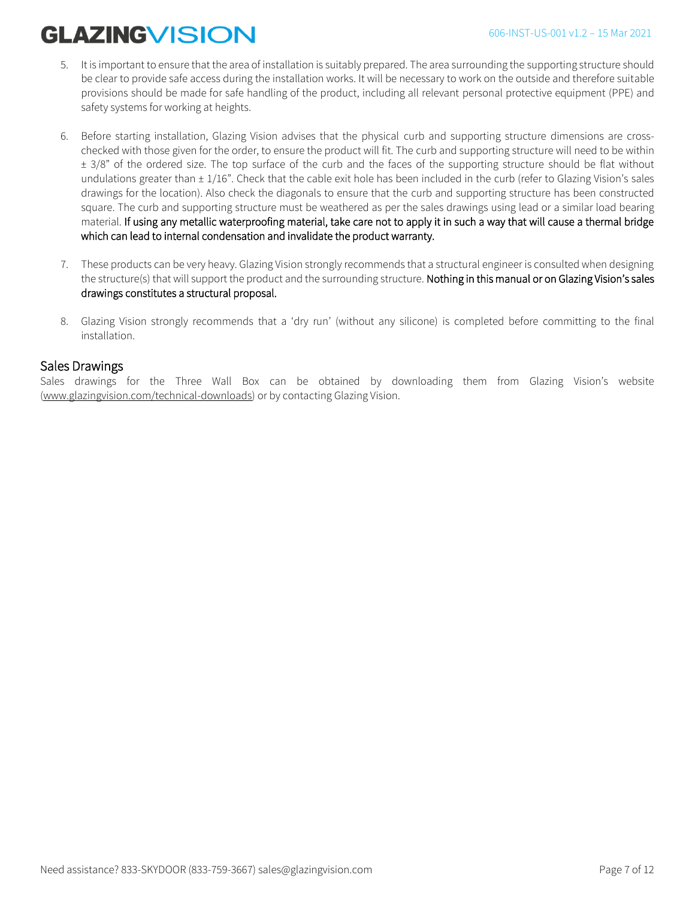5. It is important to ensure that the area of installation is suitably prepared. The area surrounding the supporting structure should be clear to provide safe access during the installation works. It will be necessary to work on the outside and therefore suitable provisions should be made for safe handling of the product, including all relevant personal protective equipment (PPE) and safety systems for working at heights.

6. Before starting installation, Glazing Vision advises that the physical curb and supporting structure dimensions are cross-checked with those given for the order, to ensure the product will fit. The curb and supporting structure will need to be within ± 3/8" of the ordered size. The top surface of the curb and the faces of the supporting structure should be flat without undulations greater than ± 1/16". Check that the cable exit hole has been included in the curb (refer to Glazing Vision's sales drawings for the location). Also check the diagonals to ensure that the curb and supporting structure has been constructed square. The curb and supporting structure must be weathered as per the sales drawings using lead or a similar load bearing material. If using any metallic waterproofing material, take care not to apply it in such a way that will cause a thermal bridge which can lead to internal condensation and invalidate the product warranty.

7. These products can be very heavy. Glazing Vision strongly recommends that a structural engineer is consulted when designing the structure(s) that will support the product and the surrounding structure. Nothing in this manual or on Glazing Vision's sales drawings constitutes a structural proposal.

8. Glazing Vision strongly recommends that a 'dry run' (without any silicone) is completed before committing to the final installation.

## Sales Drawings

Sales drawings for the Three Wall Box can be obtained by downloading them from Glazing Vision's website (www.glazingvision.com/technical-downloads) or by contacting Glazing Vision.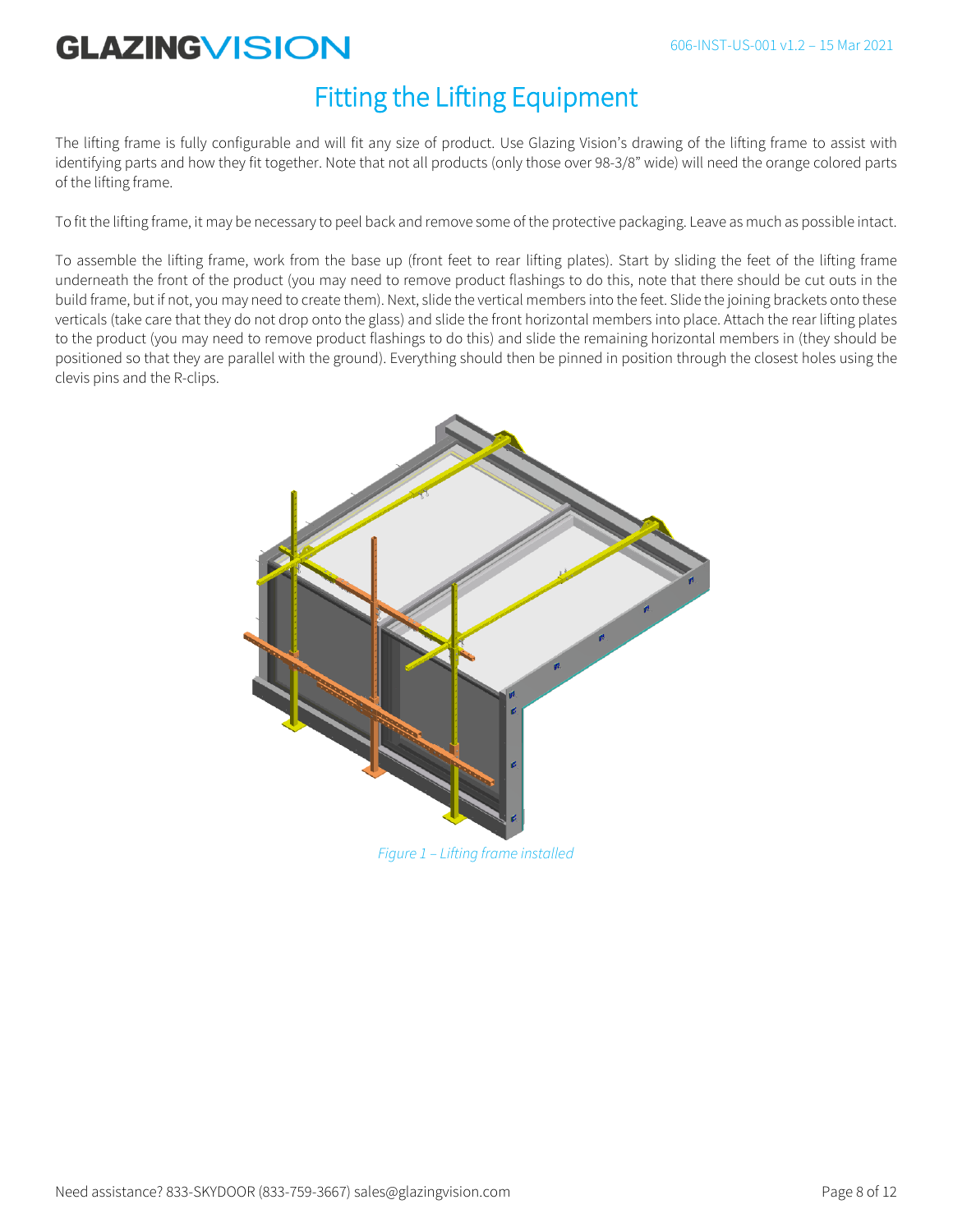# Fitting the Lifting Equipment

The lifting frame is fully configurable and will fit any size of product. Use Glazing Vision's drawing of the lifting frame to assist with identifying parts and how they fit together. Note that not all products (only those over 98-3/8" wide) will need the orange colored parts of the lifting frame.

To fit the lifting frame, it may be necessary to peel back and remove some of the protective packaging. Leave as much as possible intact.

To assemble the lifting frame, work from the base up (front feet to rear lifting plates). Start by sliding the feet of the lifting frame underneath the front of the product (you may need to remove product flashings to do this, note that there should be cut outs in the build frame, but if not, you may need to create them). Next, slide the vertical members into the feet. Slide the joining brackets onto these verticals (take care that they do not drop onto the glass) and slide the front horizontal members into place. Attach the rear lifting plates to the product (you may need to remove product flashings to do this) and slide the remaining horizontal members in (they should be positioned so that they are parallel with the ground). Everything should then be pinned in position through the closest holes using the clevis pins and the R-clips.

*Figure 1 – Lifting frame installed*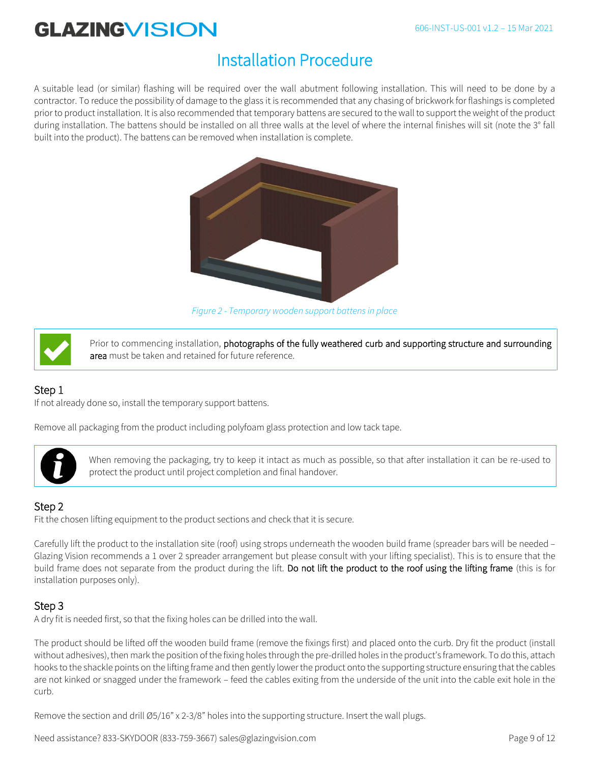# Installation Procedure

A suitable lead (or similar) flashing will be required over the wall abutment following installation. This will need to be done by a contractor. To reduce the possibility of damage to the glass it is recommended that any chasing of brickwork for flashings is completed prior to product installation. It is also recommended that temporary battens are secured to the wall to support the weight of the product during installation. The battens should be installed on all three walls at the level of where the internal finishes will sit (note the 3° fall built into the product). The battens can be removed when installation is complete.

*Figure 2 - Temporary wooden support battens in place*

Prior to commencing installation, photographs of the fully weathered curb and supporting structure and surrounding area must be taken and retained for future reference.

## Step 1

If not already done so, install the temporary support battens.

Remove all packaging from the product including polyfoam glass protection and low tack tape.

When removing the packaging, try to keep it intact as much as possible, so that after installation it can be re-used to protect the product until project completion and final handover.

## Step 2

Fit the chosen lifting equipment to the product sections and check that it is secure.

Carefully lift the product to the installation site (roof) using strops underneath the wooden build frame (spreader bars will be needed – Glazing Vision recommends a 1 over 2 spreader arrangement but please consult with your lifting specialist). This is to ensure that the build frame does not separate from the product during the lift. Do not lift the product to the roof using the lifting frame (this is for installation purposes only).

## Step 3

A dry fit is needed first, so that the fixing holes can be drilled into the wall.

The product should be lifted off the wooden build frame (remove the fixings first) and placed onto the curb. Dry fit the product (install without adhesives), then mark the position of the fixing holes through the pre-drilled holes in the product's framework. To do this, attach hooks to the shackle points on the lifting frame and then gently lower the product onto the supporting structure ensuring that the cables are not kinked or snagged under the framework – feed the cables exiting from the underside of the unit into the cable exit hole in the curb.

Remove the section and drill Ø5/16" x 2-3/8" holes into the supporting structure. Insert the wall plugs.

Need assistance? 833-SKYDOOR (833-759-3667) sales@glazingvision.com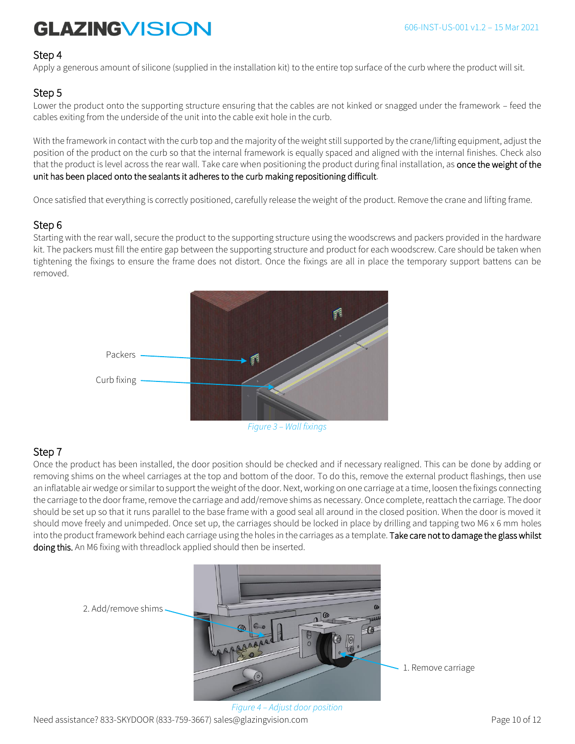## Step 4

Apply a generous amount of silicone (supplied in the installation kit) to the entire top surface of the curb where the product will sit.

## Step 5

Lower the product onto the supporting structure ensuring that the cables are not kinked or snagged under the framework – feed the cables exiting from the underside of the unit into the cable exit hole in the curb.

With the framework in contact with the curb top and the majority of the weight still supported by the crane/lifting equipment, adjust the position of the product on the curb so that the internal framework is equally spaced and aligned with the internal finishes. Check also that the product is level across the rear wall. Take care when positioning the product during final installation, as once the weight of the unit has been placed onto the sealants it adheres to the curb making repositioning difficult.

Once satisfied that everything is correctly positioned, carefully release the weight of the product. Remove the crane and lifting frame.

## Step 6

Starting with the rear wall, secure the product to the supporting structure using the woodscrews and packers provided in the hardware kit. The packers must fill the entire gap between the supporting structure and product for each woodscrew. Care should be taken when tightening the fixings to ensure the frame does not distort. Once the fixings are all in place the temporary support battens can be removed.

Packers

Curb fixing

*Figure 3 – Wall fixings*

## Step 7

Once the product has been installed, the door position should be checked and if necessary realigned. This can be done by adding or removing shims on the wheel carriages at the top and bottom of the door. To do this, remove the external product flashings, then use an inflatable air wedge or similar to support the weight of the door. Next, working on one carriage at a time, loosen the fixings connecting the carriage to the door frame, remove the carriage and add/remove shims as necessary. Once complete, reattach the carriage. The door should be set up so that it runs parallel to the base frame with a good seal all around in the closed position. When the door is moved it should move freely and unimpeded. Once set up, the carriages should be locked in place by drilling and tapping two M6 x 6 mm holes into the product framework behind each carriage using the holes in the carriages as a template. Take care not to damage the glass whilst doing this. An M6 fixing with threadlock applied should then be inserted.

2. Add/remove shims

1. Remove carriage

*Figure 4 – Adjust door position*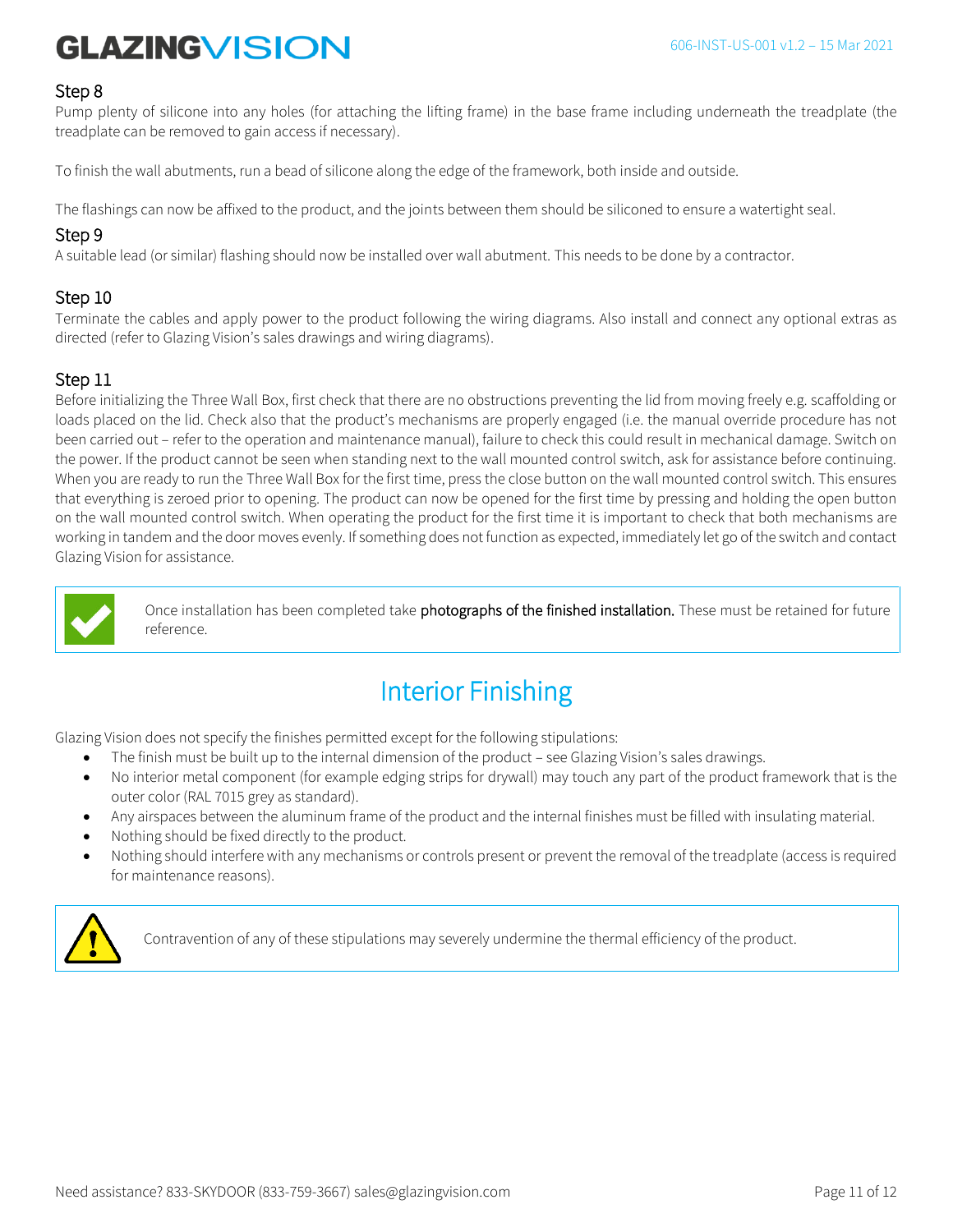## Step 8

Pump plenty of silicone into any holes (for attaching the lifting frame) in the base frame including underneath the treadplate (the treadplate can be removed to gain access if necessary).

To finish the wall abutments, run a bead of silicone along the edge of the framework, both inside and outside.

The flashings can now be affixed to the product, and the joints between them should be siliconed to ensure a watertight seal.

## Step 9

A suitable lead (or similar) flashing should now be installed over wall abutment. This needs to be done by a contractor.

## Step 10

Terminate the cables and apply power to the product following the wiring diagrams. Also install and connect any optional extras as directed (refer to Glazing Vision's sales drawings and wiring diagrams).

## Step 11

Before initializing the Three Wall Box, first check that there are no obstructions preventing the lid from moving freely e.g. scaffolding or loads placed on the lid. Check also that the product's mechanisms are properly engaged (i.e. the manual override procedure has not been carried out – refer to the operation and maintenance manual), failure to check this could result in mechanical damage. Switch on the power. If the product cannot be seen when standing next to the wall mounted control switch, ask for assistance before continuing. When you are ready to run the Three Wall Box for the first time, press the close button on the wall mounted control switch. This ensures that everything is zeroed prior to opening. The product can now be opened for the first time by pressing and holding the open button on the wall mounted control switch. When operating the product for the first time it is important to check that both mechanisms are working in tandem and the door moves evenly. If something does not function as expected, immediately let go of the switch and contact Glazing Vision for assistance.

> Once installation has been completed take **photographs of the finished installation.** These must be retained for future reference.

# Interior Finishing

Glazing Vision does not specify the finishes permitted except for the following stipulations:

- The finish must be built up to the internal dimension of the product – see Glazing Vision's sales drawings.
- No interior metal component (for example edging strips for drywall) may touch any part of the product framework that is the outer color (RAL 7015 grey as standard).
- Any airspaces between the aluminum frame of the product and the internal finishes must be filled with insulating material.
- Nothing should be fixed directly to the product.
- Nothing should interfere with any mechanisms or controls present or prevent the removal of the treadplate (access is required for maintenance reasons).

> Contravention of any of these stipulations may severely undermine the thermal efficiency of the product.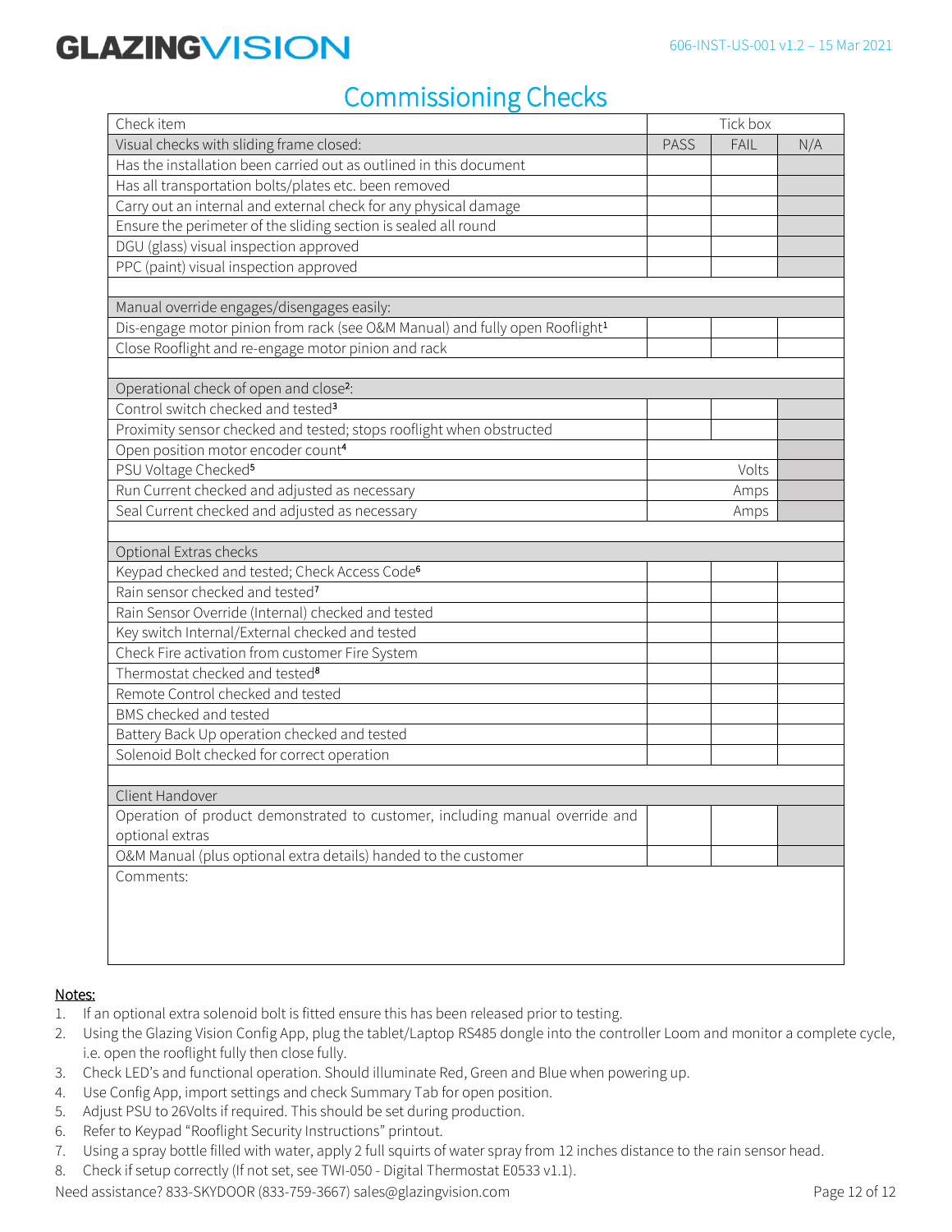# Commissioning Checks

| Check item | Tick box | | |
|---|---|---|---|
| Visual checks with sliding frame closed: | PASS | FAIL | N/A |
| Has the installation been carried out as outlined in this document | | | |
| Has all transportation bolts/plates etc. been removed | | | |
| Carry out an internal and external check for any physical damage | | | |
| Ensure the perimeter of the sliding section is sealed all round | | | |
| DGU (glass) visual inspection approved | | | |
| PPC (paint) visual inspection approved | | | |
| | | | |
| Manual override engages/disengages easily: | | | |
| Dis-engage motor pinion from rack (see O&M Manual) and fully open Rooflight[1] | | | |
| Close Rooflight and re-engage motor pinion and rack | | | |
| | | | |
| Operational check of open and close[2]: | | | |
| Control switch checked and tested[3] | | | |
| Proximity sensor checked and tested; stops rooflight when obstructed | | | |
| Open position motor encoder count[4] | | | |
| PSU Voltage Checked[5] | Volts | | |
| Run Current checked and adjusted as necessary | Amps | | |
| Seal Current checked and adjusted as necessary | Amps | | |
| | | | |
| Optional Extras checks | | | |
| Keypad checked and tested; Check Access Code[6] | | | |
| Rain sensor checked and tested[7] | | | |
| Rain Sensor Override (Internal) checked and tested | | | |
| Key switch Internal/External checked and tested | | | |
| Check Fire activation from customer Fire System | | | |
| Thermostat checked and tested[8] | | | |
| Remote Control checked and tested | | | |
| BMS checked and tested | | | |
| Battery Back Up operation checked and tested | | | |
| Solenoid Bolt checked for correct operation | | | |
| | | | |
| Client Handover | | | |
| Operation of product demonstrated to customer, including manual override and optional extras | | | |
| O&M Manual (plus optional extra details) handed to the customer | | | |
| Comments: | | | |

**Notes:**

1. If an optional extra solenoid bolt is fitted ensure this has been released prior to testing.
2. Using the Glazing Vision Config App, plug the tablet/Laptop RS485 dongle into the controller Loom and monitor a complete cycle, i.e. open the rooflight fully then close fully.
3. Check LED's and functional operation. Should illuminate Red, Green and Blue when powering up.
4. Use Config App, import settings and check Summary Tab for open position.
5. Adjust PSU to 26Volts if required. This should be set during production.
6. Refer to Keypad "Rooflight Security Instructions" printout.
7. Using a spray bottle filled with water, apply 2 full squirts of water spray from 12 inches distance to the rain sensor head.
8. Check if setup correctly (If not set, see TWI-050 - Digital Thermostat E0533 v1.1).

Need assistance? 833-SKYDOOR (833-759-3667) sales@glazingvision.com